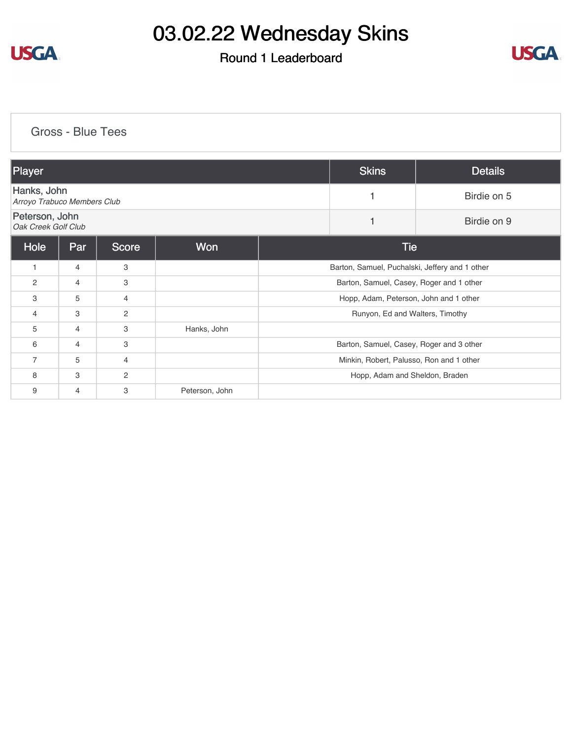# 03.02.22 Wednesday Skins

## Round 1 Leaderboard

### Gross - Blue Tees

| Player | Skins | Details |
| --- | --- | --- |
| Hanks, John *Arroyo Trabuco Members Club* | 1 | Birdie on 5 |
| Peterson, John *Oak Creek Golf Club* | 1 | Birdie on 9 |

| Hole | Par | Score | Won | Tie |
| --- | --- | --- | --- | --- |
| 1 | 4 | 3 | | Barton, Samuel, Puchalski, Jeffery and 1 other |
| 2 | 4 | 3 | | Barton, Samuel, Casey, Roger and 1 other |
| 3 | 5 | 4 | | Hopp, Adam, Peterson, John and 1 other |
| 4 | 3 | 2 | | Runyon, Ed and Walters, Timothy |
| 5 | 4 | 3 | Hanks, John | |
| 6 | 4 | 3 | | Barton, Samuel, Casey, Roger and 3 other |
| 7 | 5 | 4 | | Minkin, Robert, Palusso, Ron and 1 other |
| 8 | 3 | 2 | | Hopp, Adam and Sheldon, Braden |
| 9 | 4 | 3 | Peterson, John | |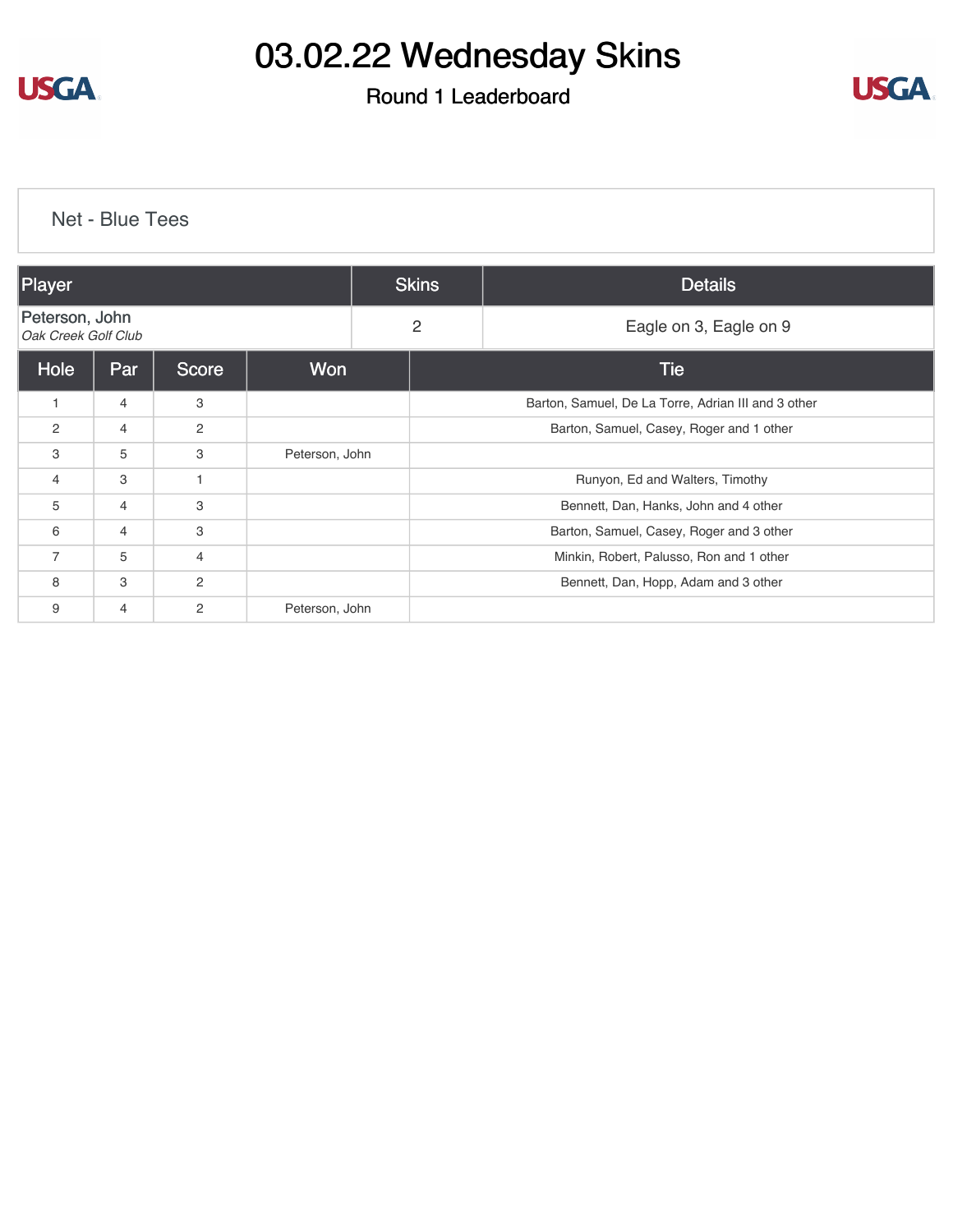# 03.02.22 Wednesday Skins

## Round 1 Leaderboard

### Net - Blue Tees

| Player | Skins | Details |
| --- | --- | --- |
| Peterson, John *Oak Creek Golf Club* | 2 | Eagle on 3, Eagle on 9 |

| Hole | Par | Score | Won | Tie |
| --- | --- | --- | --- | --- |
| 1 | 4 | 3 | | Barton, Samuel, De La Torre, Adrian III and 3 other |
| 2 | 4 | 2 | | Barton, Samuel, Casey, Roger and 1 other |
| 3 | 5 | 3 | Peterson, John | |
| 4 | 3 | 1 | | Runyon, Ed and Walters, Timothy |
| 5 | 4 | 3 | | Bennett, Dan, Hanks, John and 4 other |
| 6 | 4 | 3 | | Barton, Samuel, Casey, Roger and 3 other |
| 7 | 5 | 4 | | Minkin, Robert, Palusso, Ron and 1 other |
| 8 | 3 | 2 | | Bennett, Dan, Hopp, Adam and 3 other |
| 9 | 4 | 2 | Peterson, John | |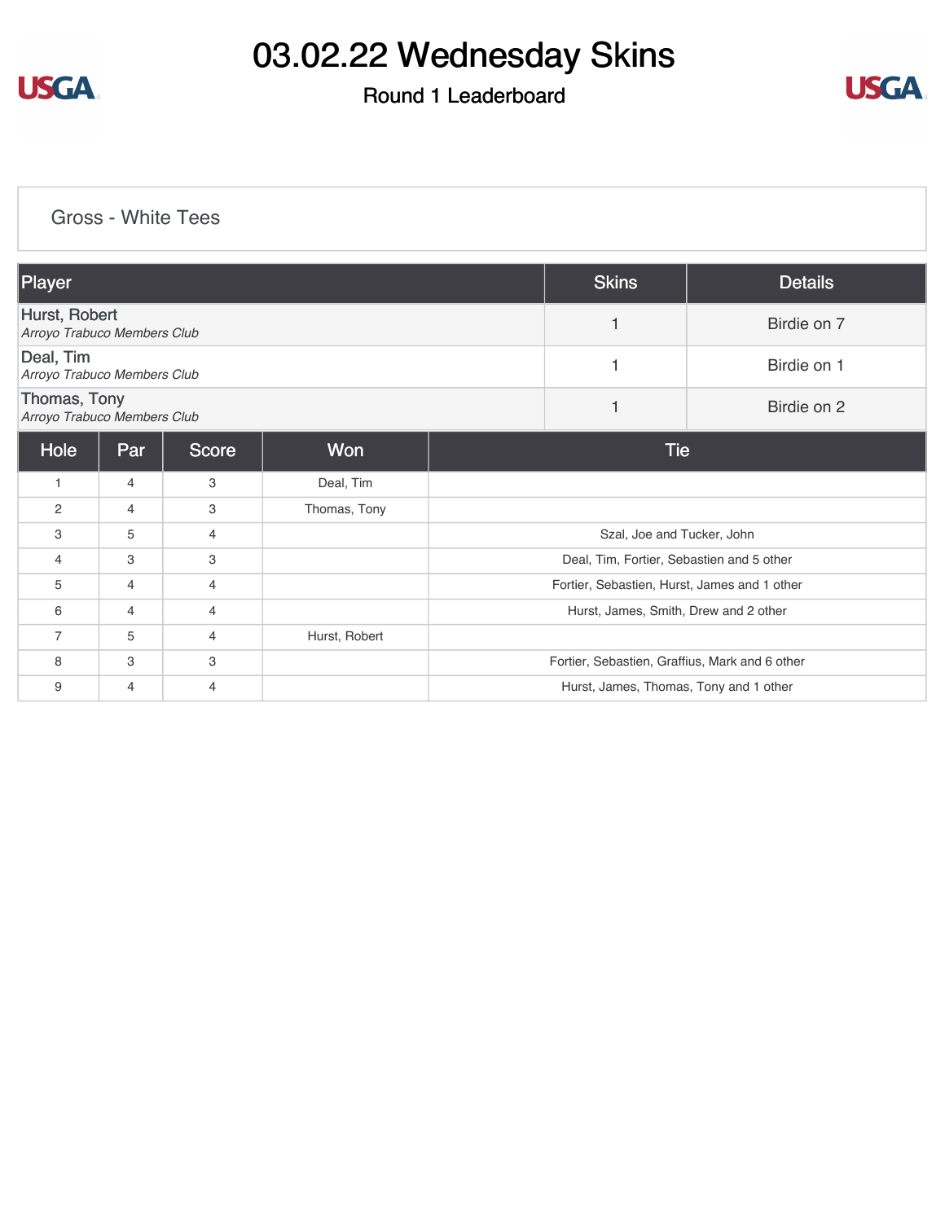# 03.02.22 Wednesday Skins

## Round 1 Leaderboard

### Gross - White Tees

| Player | Skins | Details |
| --- | --- | --- |
| Hurst, Robert<br>*Arroyo Trabuco Members Club* | 1 | Birdie on 7 |
| Deal, Tim<br>*Arroyo Trabuco Members Club* | 1 | Birdie on 1 |
| Thomas, Tony<br>*Arroyo Trabuco Members Club* | 1 | Birdie on 2 |

| Hole | Par | Score | Won | Tie |
| --- | --- | --- | --- | --- |
| 1 | 4 | 3 | Deal, Tim | |
| 2 | 4 | 3 | Thomas, Tony | |
| 3 | 5 | 4 | | Szal, Joe and Tucker, John |
| 4 | 3 | 3 | | Deal, Tim, Fortier, Sebastien and 5 other |
| 5 | 4 | 4 | | Fortier, Sebastien, Hurst, James and 1 other |
| 6 | 4 | 4 | | Hurst, James, Smith, Drew and 2 other |
| 7 | 5 | 4 | Hurst, Robert | |
| 8 | 3 | 3 | | Fortier, Sebastien, Graffius, Mark and 6 other |
| 9 | 4 | 4 | | Hurst, James, Thomas, Tony and 1 other |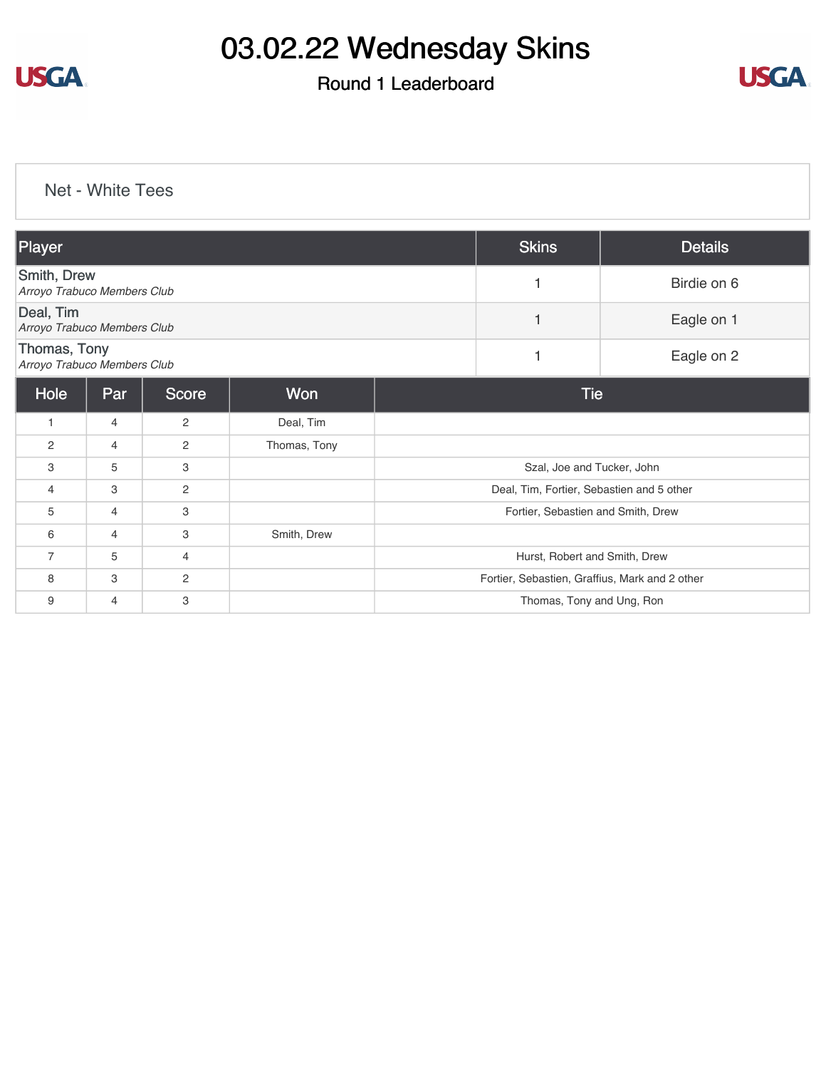# 03.02.22 Wednesday Skins

## Round 1 Leaderboard

### Net - White Tees

| Player | Skins | Details |
|---|---|---|
| Smith, Drew<br>*Arroyo Trabuco Members Club* | 1 | Birdie on 6 |
| Deal, Tim<br>*Arroyo Trabuco Members Club* | 1 | Eagle on 1 |
| Thomas, Tony<br>*Arroyo Trabuco Members Club* | 1 | Eagle on 2 |

| Hole | Par | Score | Won | Tie |
|---|---|---|---|---|
| 1 | 4 | 2 | Deal, Tim | |
| 2 | 4 | 2 | Thomas, Tony | |
| 3 | 5 | 3 | | Szal, Joe and Tucker, John |
| 4 | 3 | 2 | | Deal, Tim, Fortier, Sebastien and 5 other |
| 5 | 4 | 3 | | Fortier, Sebastien and Smith, Drew |
| 6 | 4 | 3 | Smith, Drew | |
| 7 | 5 | 4 | | Hurst, Robert and Smith, Drew |
| 8 | 3 | 2 | | Fortier, Sebastien, Graffius, Mark and 2 other |
| 9 | 4 | 3 | | Thomas, Tony and Ung, Ron |